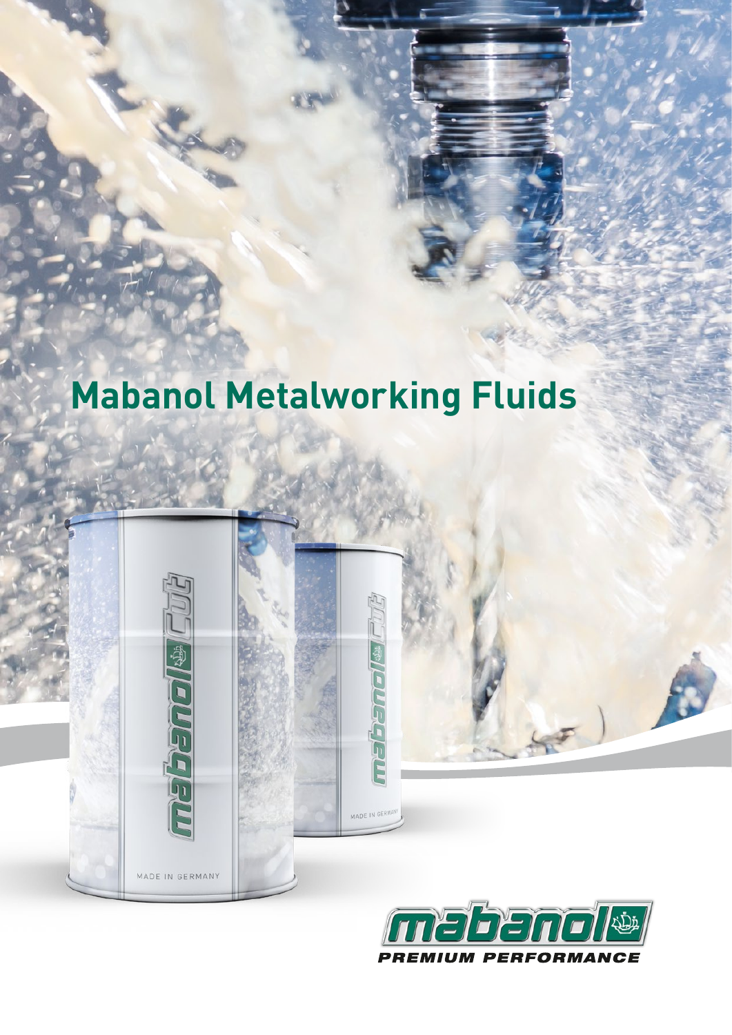# Mabanol Metalworking Fluids

mabanol PREMIUM PERFORMANCE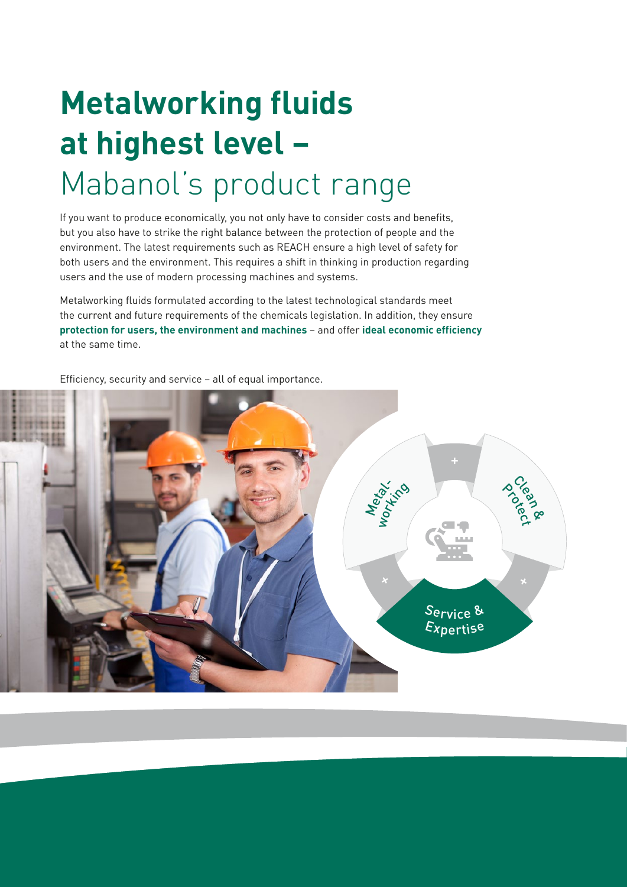# Metalworking fluids at highest level – Mabanol's product range

If you want to produce economically, you not only have to consider costs and benefits, but you also have to strike the right balance between the protection of people and the environment. The latest requirements such as REACH ensure a high level of safety for both users and the environment. This requires a shift in thinking in production regarding users and the use of modern processing machines and systems.

Metalworking fluids formulated according to the latest technological standards meet the current and future requirements of the chemicals legislation. In addition, they ensure **protection for users, the environment and machines** – and offer **ideal economic efficiency** at the same time.

Efficiency, security and service – all of equal importance.

Metal-working

Clean & Protect

Service & Expertise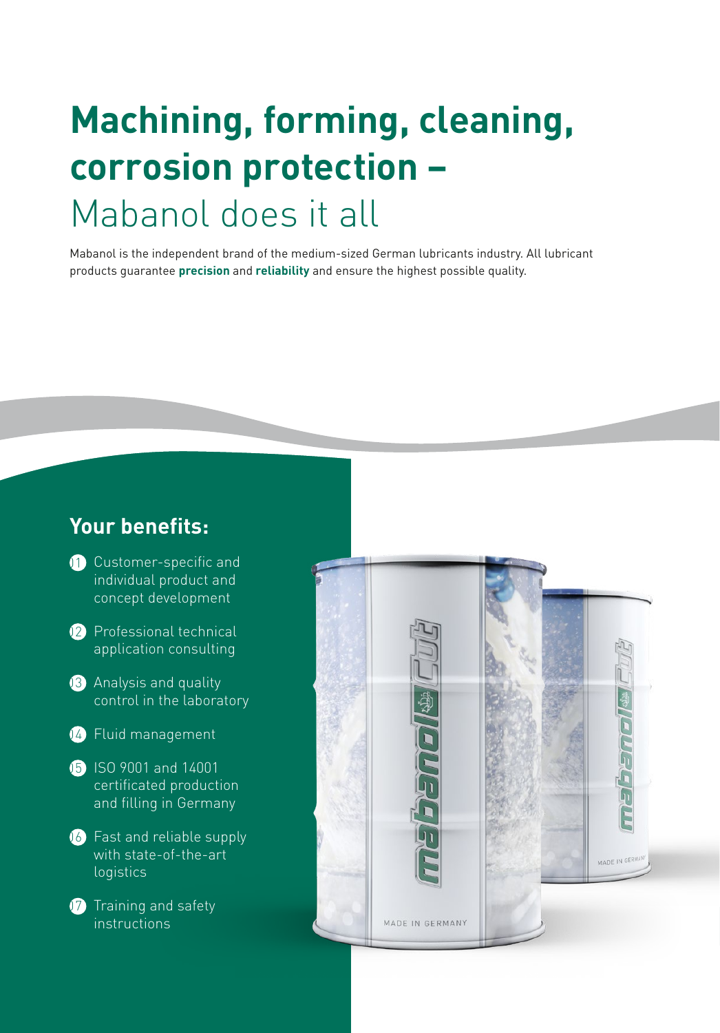# **Machining, forming, cleaning, corrosion protection –** Mabanol does it all

Mabanol is the independent brand of the medium-sized German lubricants industry. All lubricant products guarantee **precision** and **reliability** and ensure the highest possible quality.

## Your benefits:

01 Customer-specific and individual product and concept development

02 Professional technical application consulting

03 Analysis and quality control in the laboratory

04 Fluid management

05 ISO 9001 and 14001 certificated production and filling in Germany

06 Fast and reliable supply with state-of-the-art logistics

07 Training and safety instructions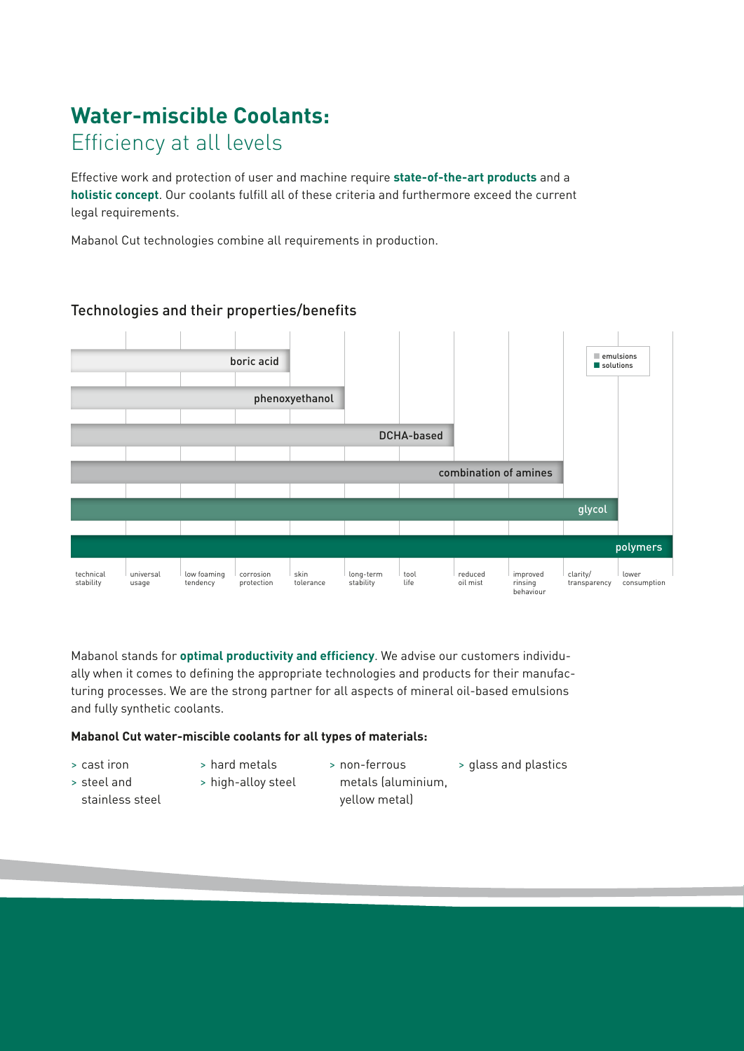# **Water-miscible Coolants:**
## Efficiency at all levels

Effective work and protection of user and machine require **state-of-the-art products** and a **holistic concept**. Our coolants fulfill all of these criteria and furthermore exceed the current legal requirements.

Mabanol Cut technologies combine all requirements in production.

### Technologies and their properties/benefits

| Technology | Type | technical stability | universal usage | low foaming tendency | corrosion protection | skin tolerance | long-term stability | tool life | reduced oil mist | improved rinsing behaviour | clarity/ transparency | lower consumption |
|---|---|---|---|---|---|---|---|---|---|---|---|---|
| boric acid | emulsions | ● | ● | ● | ● | | | | | | | |
| phenoxyethanol | emulsions | ● | ● | ● | ● | ● | | | | | | |
| DCHA-based | emulsions | ● | ● | ● | ● | ● | ● | ● | | | | |
| combination of amines | emulsions | ● | ● | ● | ● | ● | ● | ● | ● | ● | | |
| glycol | solutions | ● | ● | ● | ● | ● | ● | ● | ● | ● | ● | |
| polymers | solutions | ● | ● | ● | ● | ● | ● | ● | ● | ● | ● | ● |

Legend: emulsions, solutions

Mabanol stands for **optimal productivity and efficiency**. We advise our customers individually when it comes to defining the appropriate technologies and products for their manufacturing processes. We are the strong partner for all aspects of mineral oil-based emulsions and fully synthetic coolants.

**Mabanol Cut water-miscible coolants for all types of materials:**

- cast iron
- steel and stainless steel
- hard metals
- high-alloy steel
- non-ferrous metals (aluminium, yellow metal)
- glass and plastics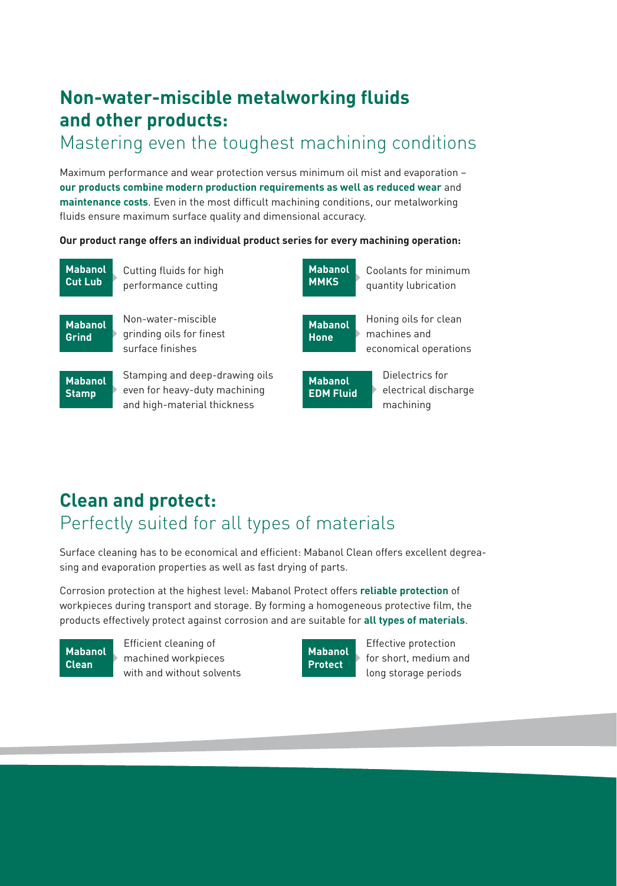## Non-water-miscible metalworking fluids and other products:

### Mastering even the toughest machining conditions

Maximum performance and wear protection versus minimum oil mist and evaporation – **our products combine modern production requirements as well as reduced wear** and **maintenance costs**. Even in the most difficult machining conditions, our metalworking fluids ensure maximum surface quality and dimensional accuracy.

**Our product range offers an individual product series for every machining operation:**

- **Mabanol Cut Lub** – Cutting fluids for high performance cutting
- **Mabanol Grind** – Non-water-miscible grinding oils for finest surface finishes
- **Mabanol Stamp** – Stamping and deep-drawing oils even for heavy-duty machining and high-material thickness
- **Mabanol MMKS** – Coolants for minimum quantity lubrication
- **Mabanol Hone** – Honing oils for clean machines and economical operations
- **Mabanol EDM Fluid** – Dielectrics for electrical discharge machining

## Clean and protect:

### Perfectly suited for all types of materials

Surface cleaning has to be economical and efficient: Mabanol Clean offers excellent degreasing and evaporation properties as well as fast drying of parts.

Corrosion protection at the highest level: Mabanol Protect offers **reliable protection** of workpieces during transport and storage. By forming a homogeneous protective film, the products effectively protect against corrosion and are suitable for **all types of materials**.

- **Mabanol Clean** – Efficient cleaning of machined workpieces with and without solvents
- **Mabanol Protect** – Effective protection for short, medium and long storage periods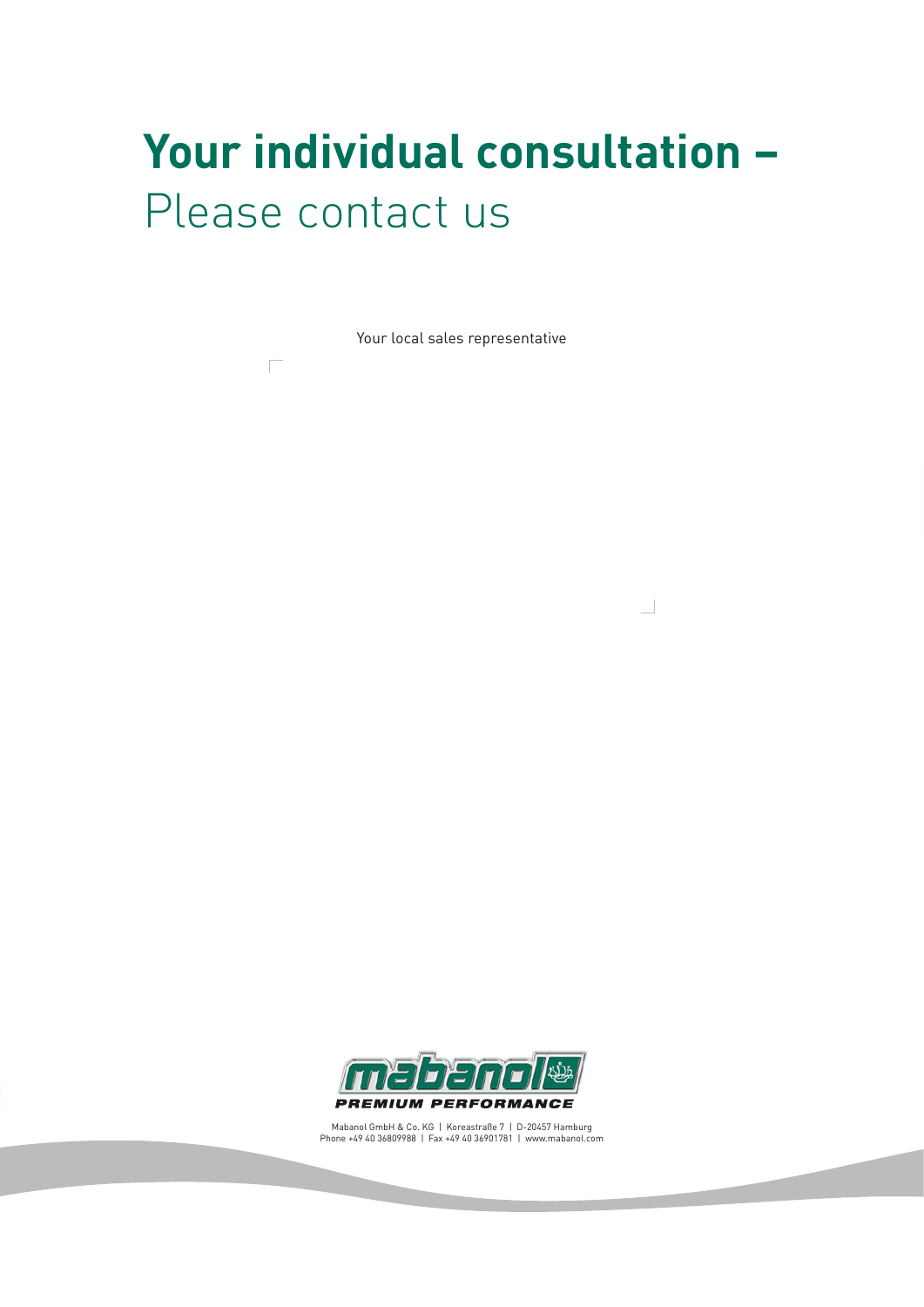# **Your individual consultation –** Please contact us

Your local sales representative

PREMIUM PERFORMANCE

Mabanol GmbH & Co. KG | Koreastraße 7 | D-20457 Hamburg
Phone +49 40 36809988 | Fax +49 40 36901781 | www.mabanol.com